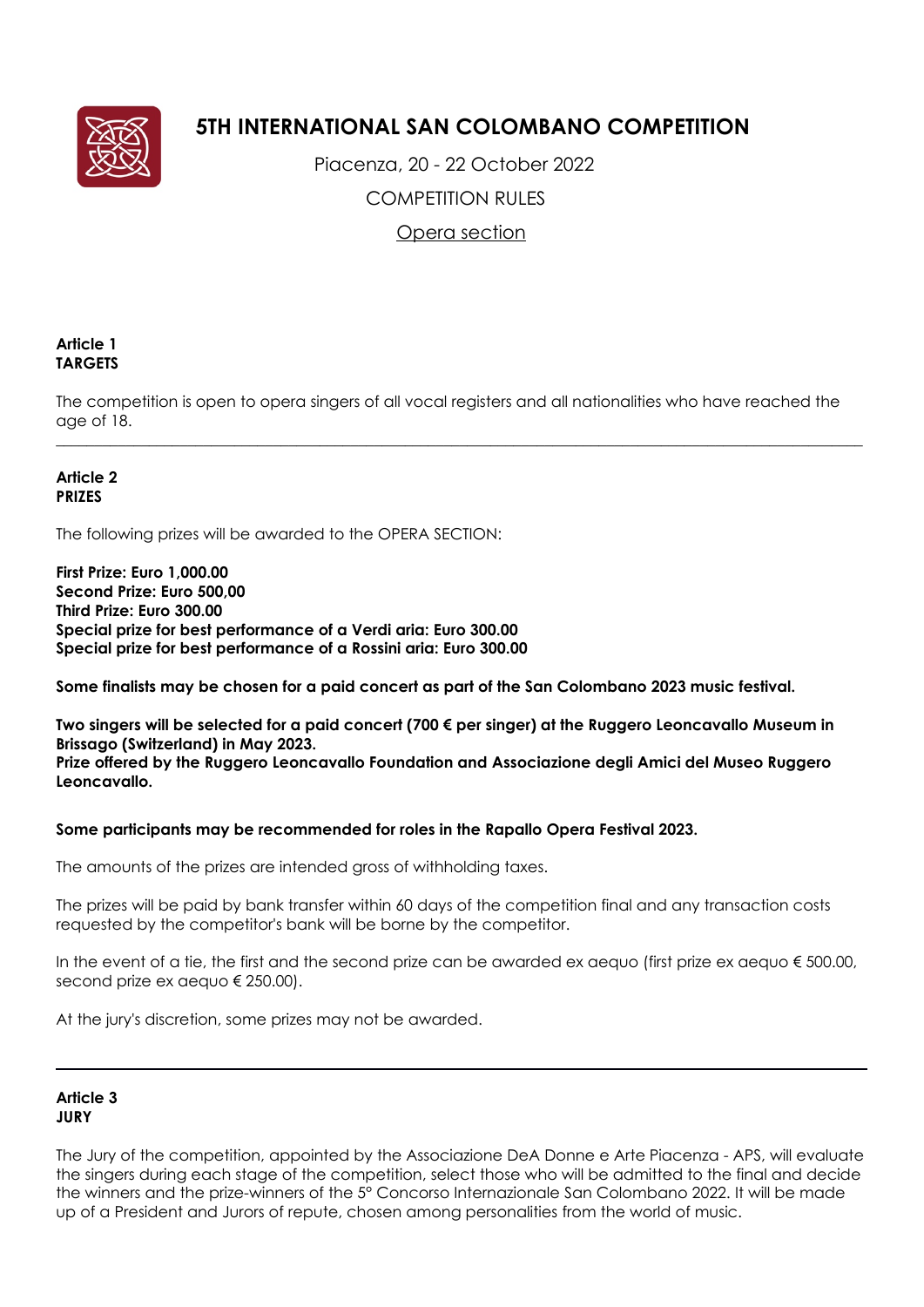# 5TH INTERNATIONAL SAN COLOMBANO COMPETITION

Piacenza, 20 - 22 October 2022

COMPETITION RULES

Opera section

**Article 1**
**TARGETS**

The competition is open to opera singers of all vocal registers and all nationalities who have reached the age of 18.

---

**Article 2**
**PRIZES**

The following prizes will be awarded to the OPERA SECTION:

**First Prize: Euro 1,000.00**
**Second Prize: Euro 500,00**
**Third Prize: Euro 300.00**
**Special prize for best performance of a Verdi aria: Euro 300.00**
**Special prize for best performance of a Rossini aria: Euro 300.00**

**Some finalists may be chosen for a paid concert as part of the San Colombano 2023 music festival.**

**Two singers will be selected for a paid concert (700 € per singer) at the Ruggero Leoncavallo Museum in Brissago (Switzerland) in May 2023.**
**Prize offered by the Ruggero Leoncavallo Foundation and Associazione degli Amici del Museo Ruggero Leoncavallo.**

**Some participants may be recommended for roles in the Rapallo Opera Festival 2023.**

The amounts of the prizes are intended gross of withholding taxes.

The prizes will be paid by bank transfer within 60 days of the competition final and any transaction costs requested by the competitor's bank will be borne by the competitor.

In the event of a tie, the first and the second prize can be awarded ex aequo (first prize ex aequo € 500.00, second prize ex aequo € 250.00).

At the jury's discretion, some prizes may not be awarded.

---

**Article 3**
**JURY**

The Jury of the competition, appointed by the Associazione DeA Donne e Arte Piacenza - APS, will evaluate the singers during each stage of the competition, select those who will be admitted to the final and decide the winners and the prize-winners of the 5° Concorso Internazionale San Colombano 2022. It will be made up of a President and Jurors of repute, chosen among personalities from the world of music.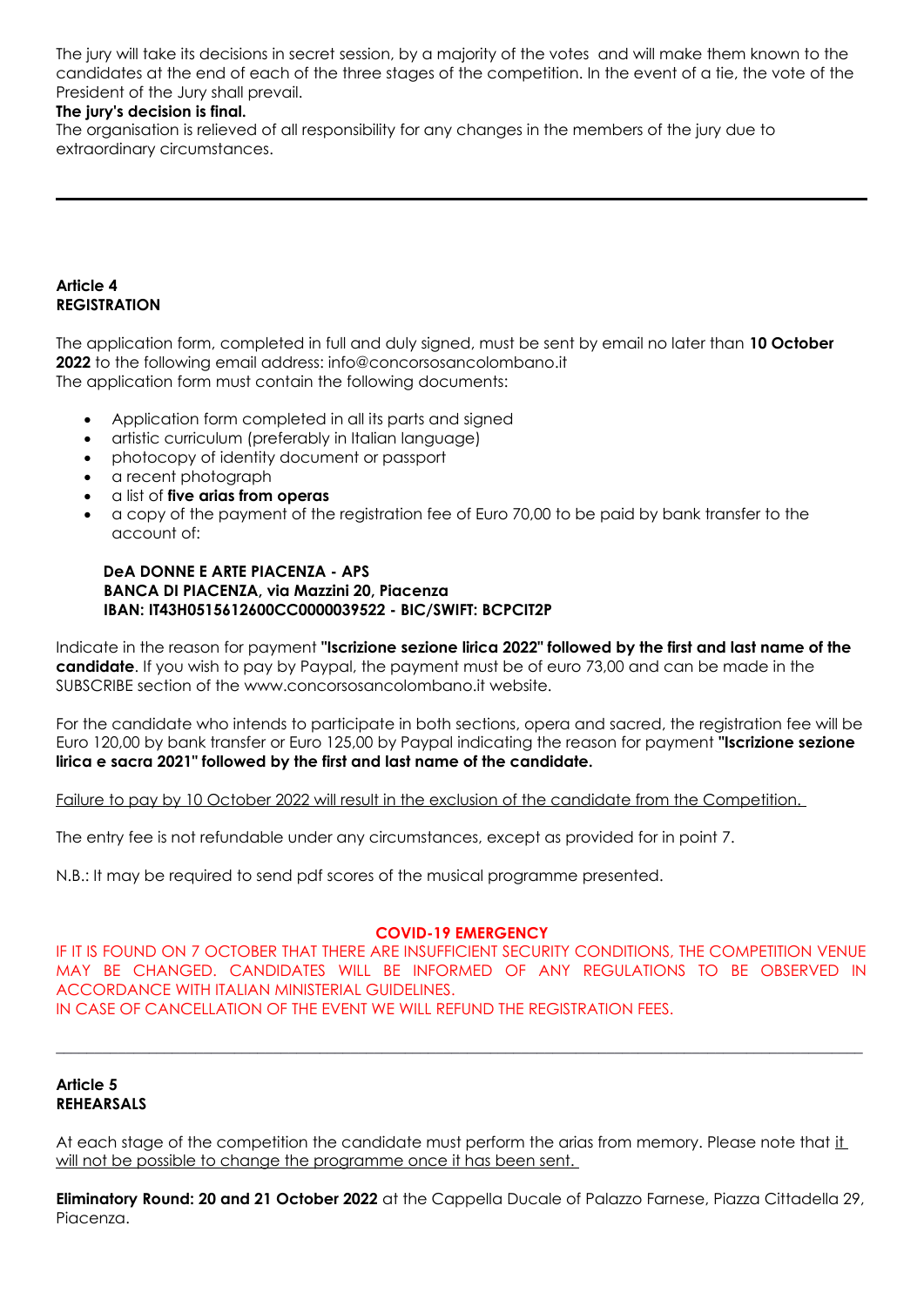The jury will take its decisions in secret session, by a majority of the votes and will make them known to the candidates at the end of each of the three stages of the competition. In the event of a tie, the vote of the President of the Jury shall prevail.

**The jury's decision is final.**

The organisation is relieved of all responsibility for any changes in the members of the jury due to extraordinary circumstances.

---

**Article 4**
**REGISTRATION**

The application form, completed in full and duly signed, must be sent by email no later than **10 October 2022** to the following email address: info@concorsosancolombano.it
The application form must contain the following documents:

- Application form completed in all its parts and signed
- artistic curriculum (preferably in Italian language)
- photocopy of identity document or passport
- a recent photograph
- a list of **five arias from operas**
- a copy of the payment of the registration fee of Euro 70,00 to be paid by bank transfer to the account of:

**DeA DONNE E ARTE PIACENZA - APS**
**BANCA DI PIACENZA, via Mazzini 20, Piacenza**
**IBAN: IT43H0515612600CC0000039522 - BIC/SWIFT: BCPCIT2P**

Indicate in the reason for payment **"Iscrizione sezione lirica 2022" followed by the first and last name of the candidate**. If you wish to pay by Paypal, the payment must be of euro 73,00 and can be made in the SUBSCRIBE section of the www.concorsosancolombano.it website.

For the candidate who intends to participate in both sections, opera and sacred, the registration fee will be Euro 120,00 by bank transfer or Euro 125,00 by Paypal indicating the reason for payment **"Iscrizione sezione lirica e sacra 2021" followed by the first and last name of the candidate.**

<u>Failure to pay by 10 October 2022 will result in the exclusion of the candidate from the Competition.</u>

The entry fee is not refundable under any circumstances, except as provided for in point 7.

N.B.: It may be required to send pdf scores of the musical programme presented.

**COVID-19 EMERGENCY**

IF IT IS FOUND ON 7 OCTOBER THAT THERE ARE INSUFFICIENT SECURITY CONDITIONS, THE COMPETITION VENUE MAY BE CHANGED. CANDIDATES WILL BE INFORMED OF ANY REGULATIONS TO BE OBSERVED IN ACCORDANCE WITH ITALIAN MINISTERIAL GUIDELINES.
IN CASE OF CANCELLATION OF THE EVENT WE WILL REFUND THE REGISTRATION FEES.

---

**Article 5**
**REHEARSALS**

At each stage of the competition the candidate must perform the arias from memory. Please note that <u>it will not be possible to change the programme once it has been sent.</u>

**Eliminatory Round: 20 and 21 October 2022** at the Cappella Ducale of Palazzo Farnese, Piazza Cittadella 29, Piacenza.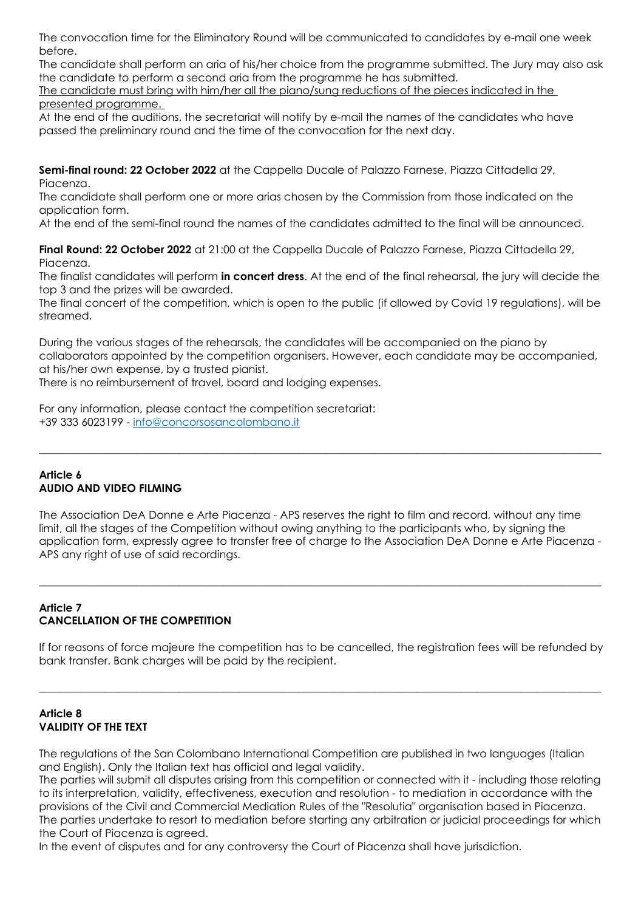The convocation time for the Eliminatory Round will be communicated to candidates by e-mail one week before.
The candidate shall perform an aria of his/her choice from the programme submitted. The Jury may also ask the candidate to perform a second aria from the programme he has submitted.
The candidate must bring with him/her all the piano/sung reductions of the pieces indicated in the presented programme.
At the end of the auditions, the secretariat will notify by e-mail the names of the candidates who have passed the preliminary round and the time of the convocation for the next day.

**Semi-final round: 22 October 2022** at the Cappella Ducale of Palazzo Farnese, Piazza Cittadella 29, Piacenza.
The candidate shall perform one or more arias chosen by the Commission from those indicated on the application form.
At the end of the semi-final round the names of the candidates admitted to the final will be announced.

**Final Round: 22 October 2022** at 21:00 at the Cappella Ducale of Palazzo Farnese, Piazza Cittadella 29, Piacenza.
The finalist candidates will perform **in concert dress**. At the end of the final rehearsal, the jury will decide the top 3 and the prizes will be awarded.
The final concert of the competition, which is open to the public (if allowed by Covid 19 regulations), will be streamed.

During the various stages of the rehearsals, the candidates will be accompanied on the piano by collaborators appointed by the competition organisers. However, each candidate may be accompanied, at his/her own expense, by a trusted pianist.
There is no reimbursement of travel, board and lodging expenses.

For any information, please contact the competition secretariat:
+39 333 6023199 - info@concorsosancolombano.it

---

## Article 6
## AUDIO AND VIDEO FILMING

The Association DeA Donne e Arte Piacenza - APS reserves the right to film and record, without any time limit, all the stages of the Competition without owing anything to the participants who, by signing the application form, expressly agree to transfer free of charge to the Association DeA Donne e Arte Piacenza - APS any right of use of said recordings.

---

## Article 7
## CANCELLATION OF THE COMPETITION

If for reasons of force majeure the competition has to be cancelled, the registration fees will be refunded by bank transfer. Bank charges will be paid by the recipient.

---

## Article 8
## VALIDITY OF THE TEXT

The regulations of the San Colombano International Competition are published in two languages (Italian and English). Only the Italian text has official and legal validity.
The parties will submit all disputes arising from this competition or connected with it - including those relating to its interpretation, validity, effectiveness, execution and resolution - to mediation in accordance with the provisions of the Civil and Commercial Mediation Rules of the "Resolutia" organisation based in Piacenza.
The parties undertake to resort to mediation before starting any arbitration or judicial proceedings for which the Court of Piacenza is agreed.
In the event of disputes and for any controversy the Court of Piacenza shall have jurisdiction.